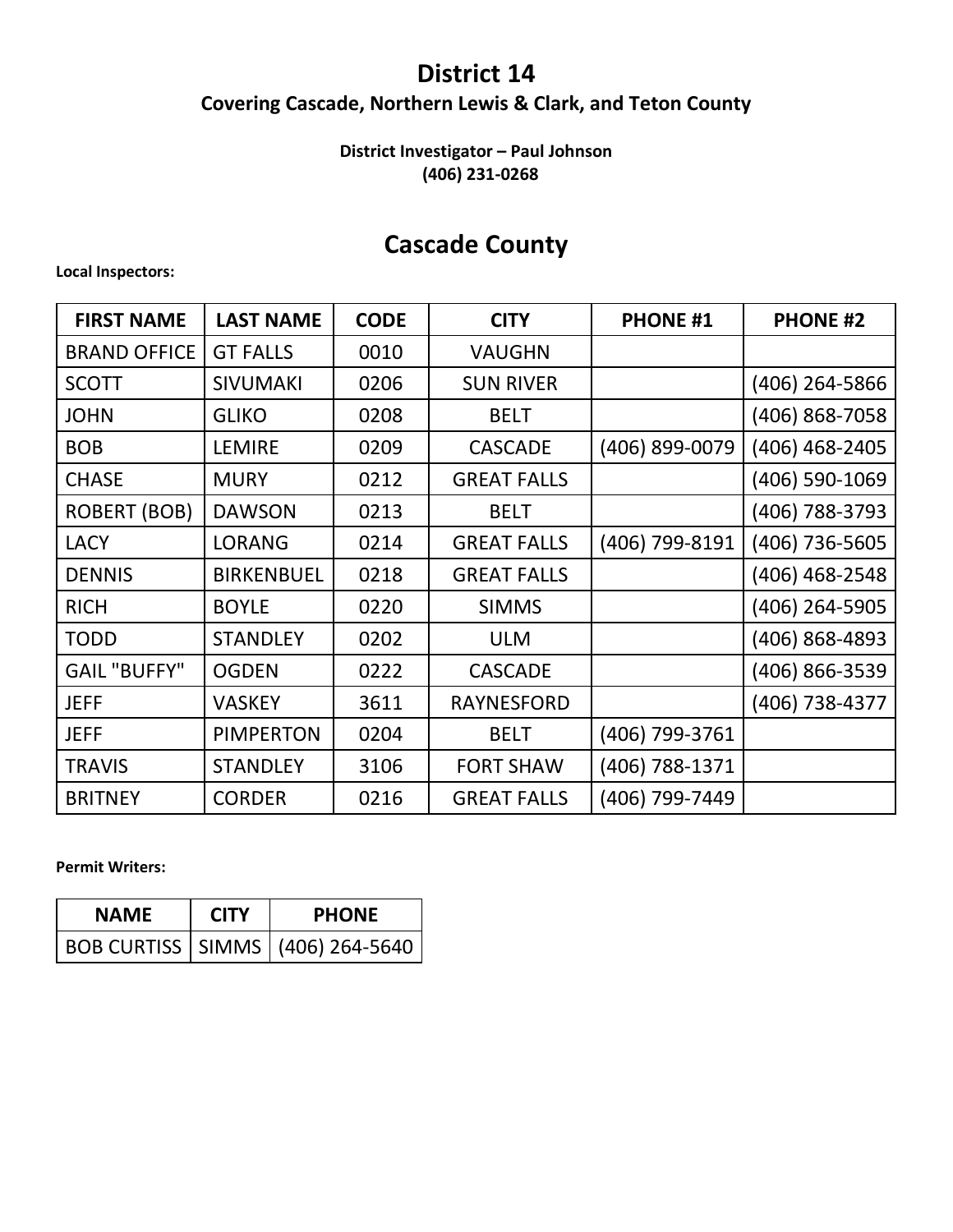# District 14

**Covering Cascade, Northern Lewis & Clark, and Teton County**

**District Investigator – Paul Johnson**
**(406) 231-0268**

## Cascade County

**Local Inspectors:**

| FIRST NAME | LAST NAME | CODE | CITY | PHONE #1 | PHONE #2 |
|---|---|---|---|---|---|
| BRAND OFFICE | GT FALLS | 0010 | VAUGHN | | |
| SCOTT | SIVUMAKI | 0206 | SUN RIVER | | (406) 264-5866 |
| JOHN | GLIKO | 0208 | BELT | | (406) 868-7058 |
| BOB | LEMIRE | 0209 | CASCADE | (406) 899-0079 | (406) 468-2405 |
| CHASE | MURY | 0212 | GREAT FALLS | | (406) 590-1069 |
| ROBERT (BOB) | DAWSON | 0213 | BELT | | (406) 788-3793 |
| LACY | LORANG | 0214 | GREAT FALLS | (406) 799-8191 | (406) 736-5605 |
| DENNIS | BIRKENBUEL | 0218 | GREAT FALLS | | (406) 468-2548 |
| RICH | BOYLE | 0220 | SIMMS | | (406) 264-5905 |
| TODD | STANDLEY | 0202 | ULM | | (406) 868-4893 |
| GAIL "BUFFY" | OGDEN | 0222 | CASCADE | | (406) 866-3539 |
| JEFF | VASKEY | 3611 | RAYNESFORD | | (406) 738-4377 |
| JEFF | PIMPERTON | 0204 | BELT | (406) 799-3761 | |
| TRAVIS | STANDLEY | 3106 | FORT SHAW | (406) 788-1371 | |
| BRITNEY | CORDER | 0216 | GREAT FALLS | (406) 799-7449 | |

**Permit Writers:**

| NAME | CITY | PHONE |
|---|---|---|
| BOB CURTISS | SIMMS | (406) 264-5640 |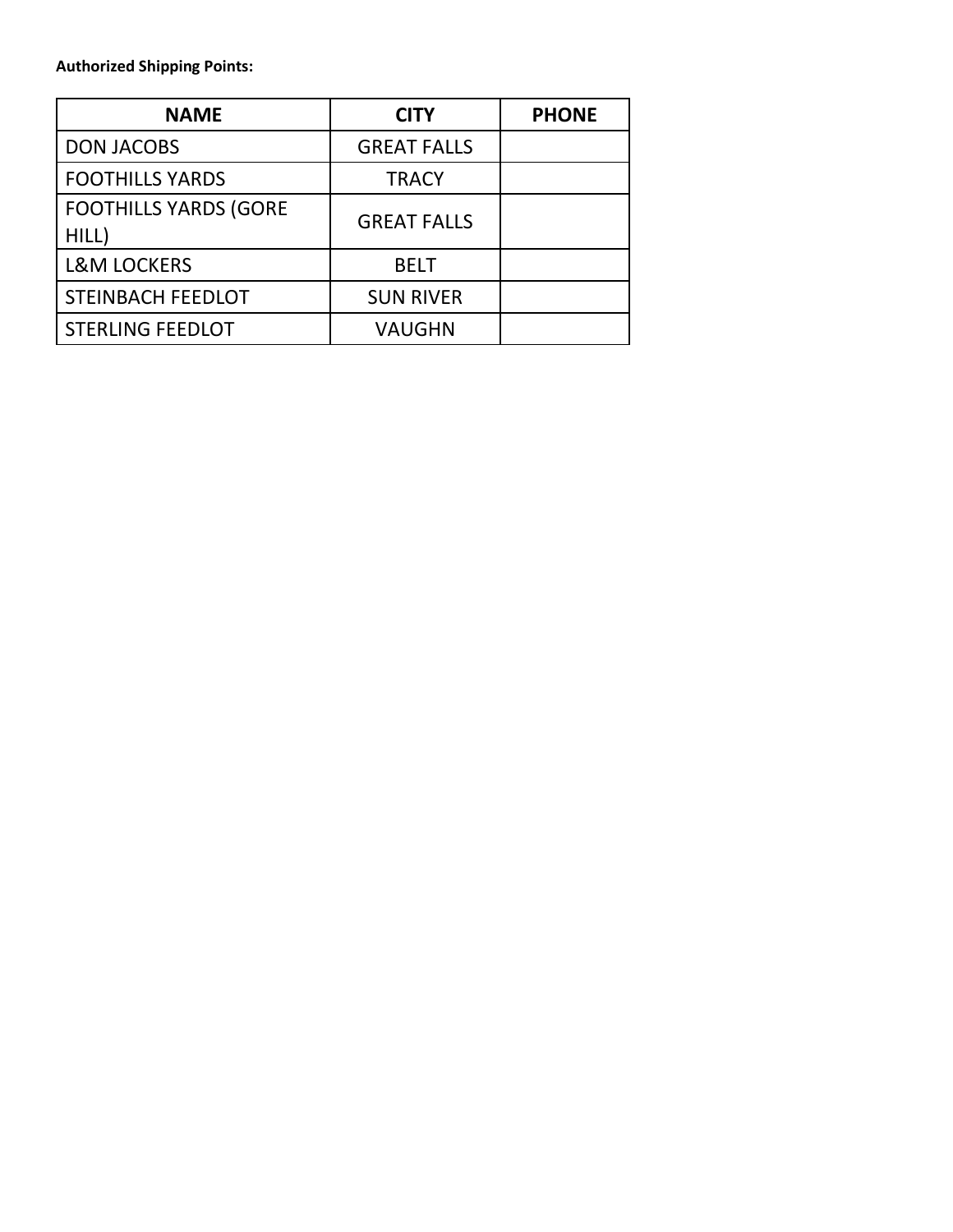**Authorized Shipping Points:**

| NAME | CITY | PHONE |
|---|---|---|
| DON JACOBS | GREAT FALLS | |
| FOOTHILLS YARDS | TRACY | |
| FOOTHILLS YARDS (GORE HILL) | GREAT FALLS | |
| L&M LOCKERS | BELT | |
| STEINBACH FEEDLOT | SUN RIVER | |
| STERLING FEEDLOT | VAUGHN | |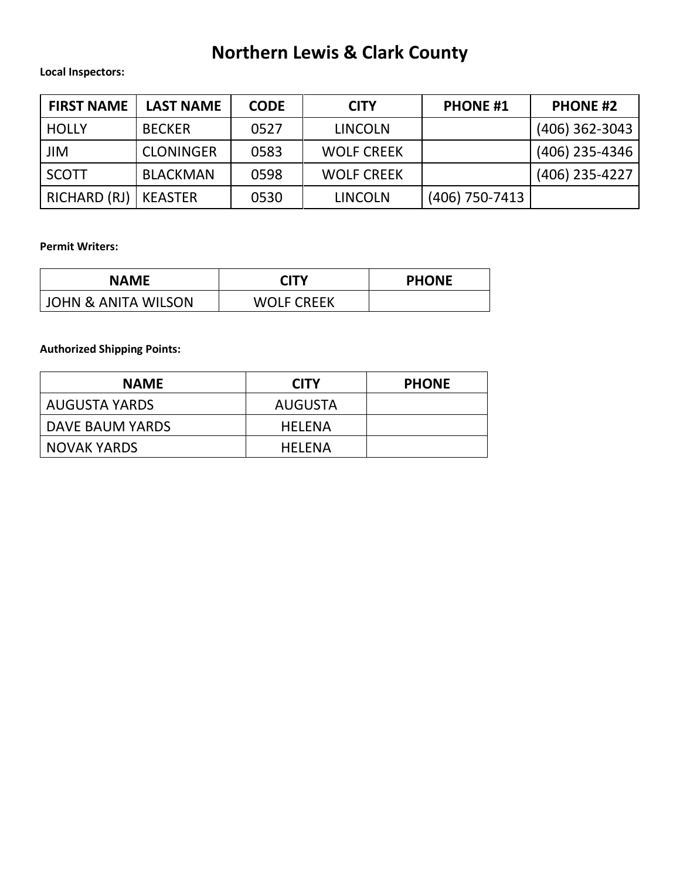# Northern Lewis & Clark County

**Local Inspectors:**

| FIRST NAME | LAST NAME | CODE | CITY | PHONE #1 | PHONE #2 |
|---|---|---|---|---|---|
| HOLLY | BECKER | 0527 | LINCOLN | | (406) 362-3043 |
| JIM | CLONINGER | 0583 | WOLF CREEK | | (406) 235-4346 |
| SCOTT | BLACKMAN | 0598 | WOLF CREEK | | (406) 235-4227 |
| RICHARD (RJ) | KEASTER | 0530 | LINCOLN | (406) 750-7413 | |

**Permit Writers:**

| NAME | CITY | PHONE |
|---|---|---|
| JOHN & ANITA WILSON | WOLF CREEK | |

**Authorized Shipping Points:**

| NAME | CITY | PHONE |
|---|---|---|
| AUGUSTA YARDS | AUGUSTA | |
| DAVE BAUM YARDS | HELENA | |
| NOVAK YARDS | HELENA | |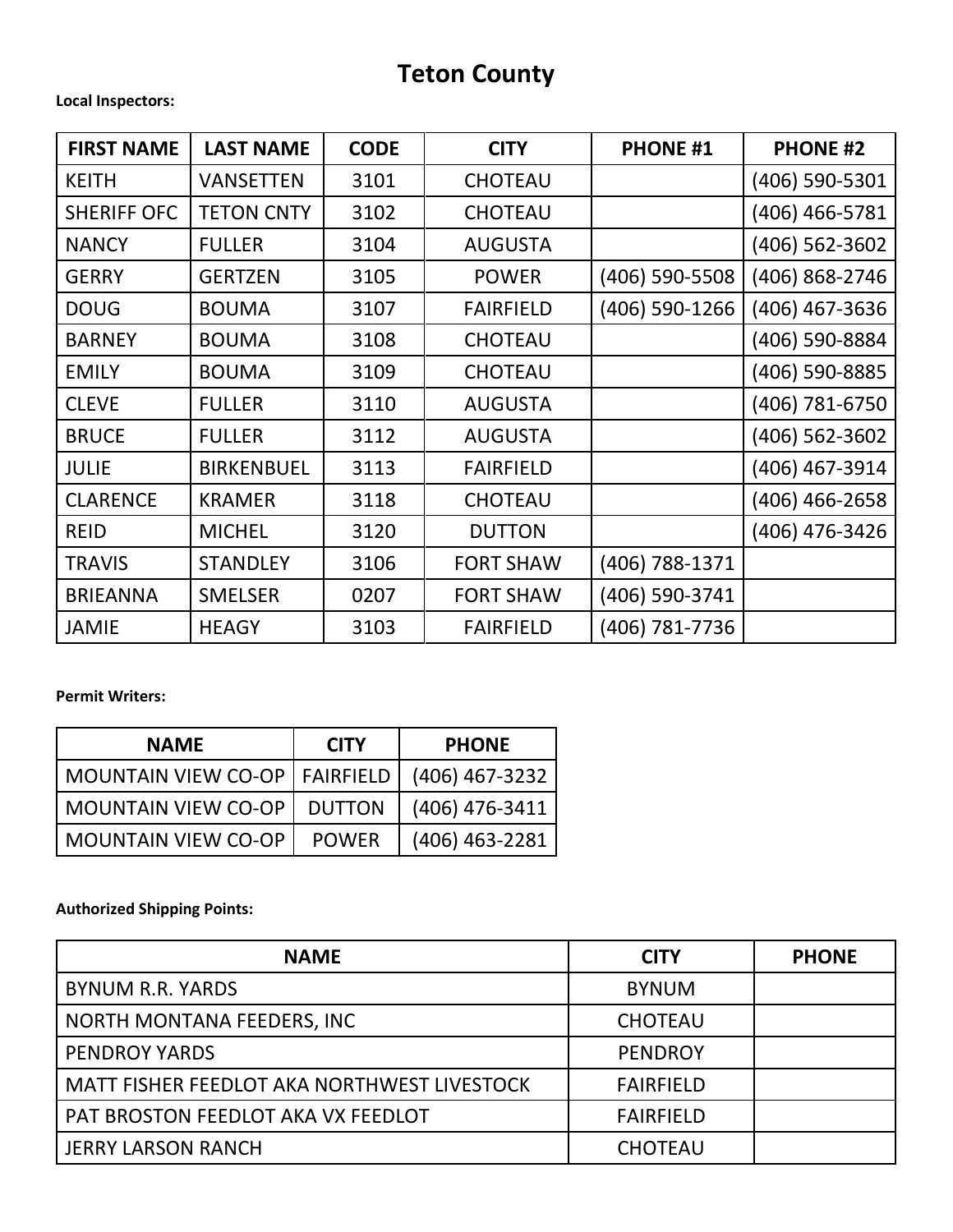# Teton County

**Local Inspectors:**

| FIRST NAME | LAST NAME | CODE | CITY | PHONE #1 | PHONE #2 |
|---|---|---|---|---|---|
| KEITH | VANSETTEN | 3101 | CHOTEAU | | (406) 590-5301 |
| SHERIFF OFC | TETON CNTY | 3102 | CHOTEAU | | (406) 466-5781 |
| NANCY | FULLER | 3104 | AUGUSTA | | (406) 562-3602 |
| GERRY | GERTZEN | 3105 | POWER | (406) 590-5508 | (406) 868-2746 |
| DOUG | BOUMA | 3107 | FAIRFIELD | (406) 590-1266 | (406) 467-3636 |
| BARNEY | BOUMA | 3108 | CHOTEAU | | (406) 590-8884 |
| EMILY | BOUMA | 3109 | CHOTEAU | | (406) 590-8885 |
| CLEVE | FULLER | 3110 | AUGUSTA | | (406) 781-6750 |
| BRUCE | FULLER | 3112 | AUGUSTA | | (406) 562-3602 |
| JULIE | BIRKENBUEL | 3113 | FAIRFIELD | | (406) 467-3914 |
| CLARENCE | KRAMER | 3118 | CHOTEAU | | (406) 466-2658 |
| REID | MICHEL | 3120 | DUTTON | | (406) 476-3426 |
| TRAVIS | STANDLEY | 3106 | FORT SHAW | (406) 788-1371 | |
| BRIEANNA | SMELSER | 0207 | FORT SHAW | (406) 590-3741 | |
| JAMIE | HEAGY | 3103 | FAIRFIELD | (406) 781-7736 | |

**Permit Writers:**

| NAME | CITY | PHONE |
|---|---|---|
| MOUNTAIN VIEW CO-OP | FAIRFIELD | (406) 467-3232 |
| MOUNTAIN VIEW CO-OP | DUTTON | (406) 476-3411 |
| MOUNTAIN VIEW CO-OP | POWER | (406) 463-2281 |

**Authorized Shipping Points:**

| NAME | CITY | PHONE |
|---|---|---|
| BYNUM R.R. YARDS | BYNUM | |
| NORTH MONTANA FEEDERS, INC | CHOTEAU | |
| PENDROY YARDS | PENDROY | |
| MATT FISHER FEEDLOT AKA NORTHWEST LIVESTOCK | FAIRFIELD | |
| PAT BROSTON FEEDLOT AKA VX FEEDLOT | FAIRFIELD | |
| JERRY LARSON RANCH | CHOTEAU | |